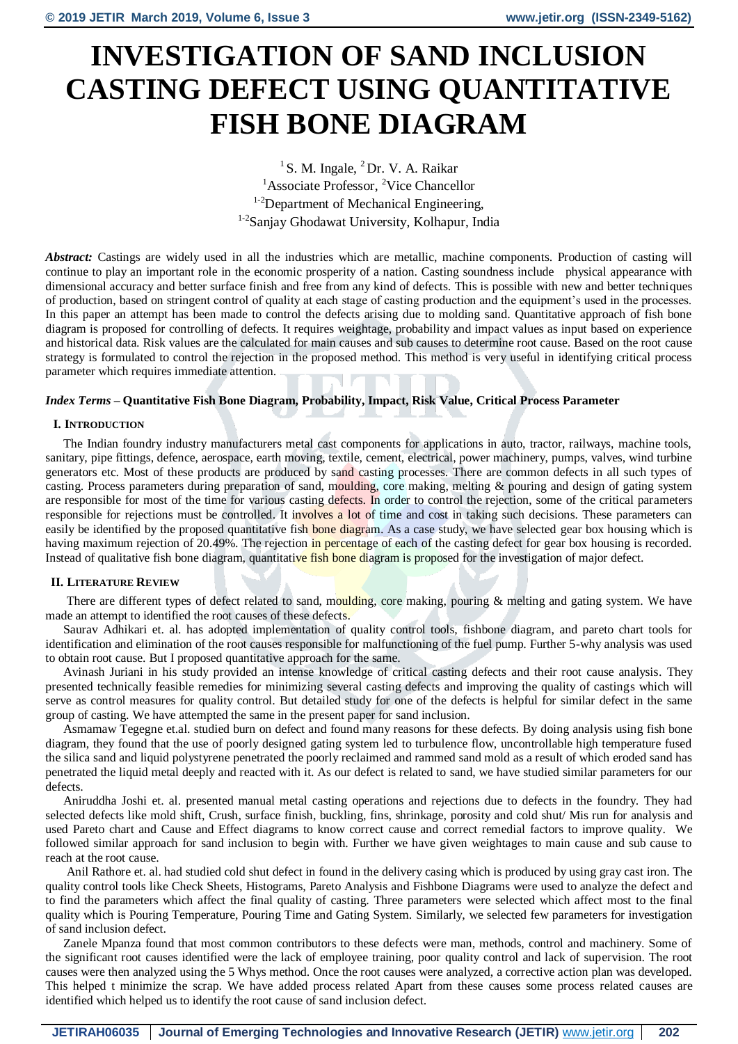# INVESTIGATION OF SAND INCLUSION CASTING DEFECT USING QUANTITATIVE FISH BONE DIAGRAM

[1] S. M. Ingale, [2] Dr. V. A. Raikar
[1]Associate Professor, [2]Vice Chancellor
[1-2]Department of Mechanical Engineering,
[1-2]Sanjay Ghodawat University, Kolhapur, India

***Abstract:*** Castings are widely used in all the industries which are metallic, machine components. Production of casting will continue to play an important role in the economic prosperity of a nation. Casting soundness include physical appearance with dimensional accuracy and better surface finish and free from any kind of defects. This is possible with new and better techniques of production, based on stringent control of quality at each stage of casting production and the equipment's used in the processes. In this paper an attempt has been made to control the defects arising due to molding sand. Quantitative approach of fish bone diagram is proposed for controlling of defects. It requires weightage, probability and impact values as input based on experience and historical data. Risk values are the calculated for main causes and sub causes to determine root cause. Based on the root cause strategy is formulated to control the rejection in the proposed method. This method is very useful in identifying critical process parameter which requires immediate attention.

***Index Terms*** **– Quantitative Fish Bone Diagram, Probability, Impact, Risk Value, Critical Process Parameter**

## I. Introduction

The Indian foundry industry manufacturers metal cast components for applications in auto, tractor, railways, machine tools, sanitary, pipe fittings, defence, aerospace, earth moving, textile, cement, electrical, power machinery, pumps, valves, wind turbine generators etc. Most of these products are produced by sand casting processes. There are common defects in all such types of casting. Process parameters during preparation of sand, moulding, core making, melting & pouring and design of gating system are responsible for most of the time for various casting defects. In order to control the rejection, some of the critical parameters responsible for rejections must be controlled. It involves a lot of time and cost in taking such decisions. These parameters can easily be identified by the proposed quantitative fish bone diagram. As a case study, we have selected gear box housing which is having maximum rejection of 20.49%. The rejection in percentage of each of the casting defect for gear box housing is recorded. Instead of qualitative fish bone diagram, quantitative fish bone diagram is proposed for the investigation of major defect.

## II. Literature Review

There are different types of defect related to sand, moulding, core making, pouring & melting and gating system. We have made an attempt to identified the root causes of these defects.

Saurav Adhikari et. al. has adopted implementation of quality control tools, fishbone diagram, and pareto chart tools for identification and elimination of the root causes responsible for malfunctioning of the fuel pump. Further 5-why analysis was used to obtain root cause. But I proposed quantitative approach for the same.

Avinash Juriani in his study provided an intense knowledge of critical casting defects and their root cause analysis. They presented technically feasible remedies for minimizing several casting defects and improving the quality of castings which will serve as control measures for quality control. But detailed study for one of the defects is helpful for similar defect in the same group of casting. We have attempted the same in the present paper for sand inclusion.

Asmamaw Tegegne et.al. studied burn on defect and found many reasons for these defects. By doing analysis using fish bone diagram, they found that the use of poorly designed gating system led to turbulence flow, uncontrollable high temperature fused the silica sand and liquid polystyrene penetrated the poorly reclaimed and rammed sand mold as a result of which eroded sand has penetrated the liquid metal deeply and reacted with it. As our defect is related to sand, we have studied similar parameters for our defects.

Aniruddha Joshi et. al. presented manual metal casting operations and rejections due to defects in the foundry. They had selected defects like mold shift, Crush, surface finish, buckling, fins, shrinkage, porosity and cold shut/ Mis run for analysis and used Pareto chart and Cause and Effect diagrams to know correct cause and correct remedial factors to improve quality. We followed similar approach for sand inclusion to begin with. Further we have given weightages to main cause and sub cause to reach at the root cause.

Anil Rathore et. al. had studied cold shut defect in found in the delivery casing which is produced by using gray cast iron. The quality control tools like Check Sheets, Histograms, Pareto Analysis and Fishbone Diagrams were used to analyze the defect and to find the parameters which affect the final quality of casting. Three parameters were selected which affect most to the final quality which is Pouring Temperature, Pouring Time and Gating System. Similarly, we selected few parameters for investigation of sand inclusion defect.

Zanele Mpanza found that most common contributors to these defects were man, methods, control and machinery. Some of the significant root causes identified were the lack of employee training, poor quality control and lack of supervision. The root causes were then analyzed using the 5 Whys method. Once the root causes were analyzed, a corrective action plan was developed. This helped t minimize the scrap. We have added process related Apart from these causes some process related causes are identified which helped us to identify the root cause of sand inclusion defect.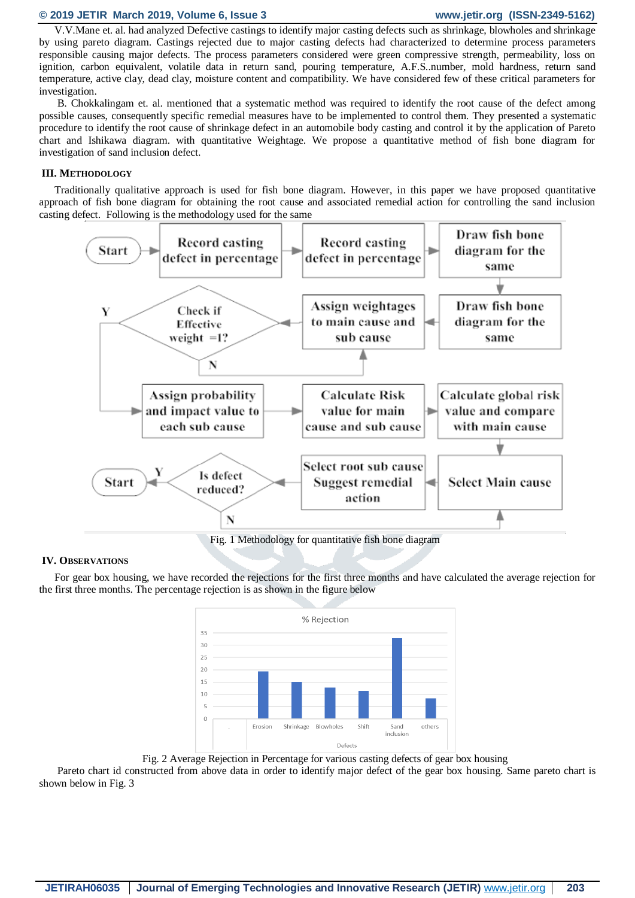V.V.Mane et. al. had analyzed Defective castings to identify major casting defects such as shrinkage, blowholes and shrinkage by using pareto diagram. Castings rejected due to major casting defects had characterized to determine process parameters responsible causing major defects. The process parameters considered were green compressive strength, permeability, loss on ignition, carbon equivalent, volatile data in return sand, pouring temperature, A.F.S..number, mold hardness, return sand temperature, active clay, dead clay, moisture content and compatibility. We have considered few of these critical parameters for investigation.

B. Chokkalingam et. al. mentioned that a systematic method was required to identify the root cause of the defect among possible causes, consequently specific remedial measures have to be implemented to control them. They presented a systematic procedure to identify the root cause of shrinkage defect in an automobile body casting and control it by the application of Pareto chart and Ishikawa diagram. with quantitative Weightage. We propose a quantitative method of fish bone diagram for investigation of sand inclusion defect.

## III. Methodology

Traditionally qualitative approach is used for fish bone diagram. However, in this paper we have proposed quantitative approach of fish bone diagram for obtaining the root cause and associated remedial action for controlling the sand inclusion casting defect. Following is the methodology used for the same

Start → Record casting defect in percentage → Record casting defect in percentage → Draw fish bone diagram for the same → Draw fish bone diagram for the same → Assign weightages to main cause and sub cause → Check if Effective weight =1? (N → Assign weightages to main cause and sub cause; Y → Assign probability and impact value to each sub cause) → Calculate Risk value for main cause and sub cause → Calculate global risk value and compare with main cause → Select Main cause → Select root sub cause Suggest remedial action → Is defect reduced? (Y → Start; N → Select Main cause)

Fig. 1 Methodology for quantitative fish bone diagram

## IV. Observations

For gear box housing, we have recorded the rejections for the first three months and have calculated the average rejection for the first three months. The percentage rejection is as shown in the figure below

% Rejection

Fig. 2 Average Rejection in Percentage for various casting defects of gear box housing

Pareto chart id constructed from above data in order to identify major defect of the gear box housing. Same pareto chart is shown below in Fig. 3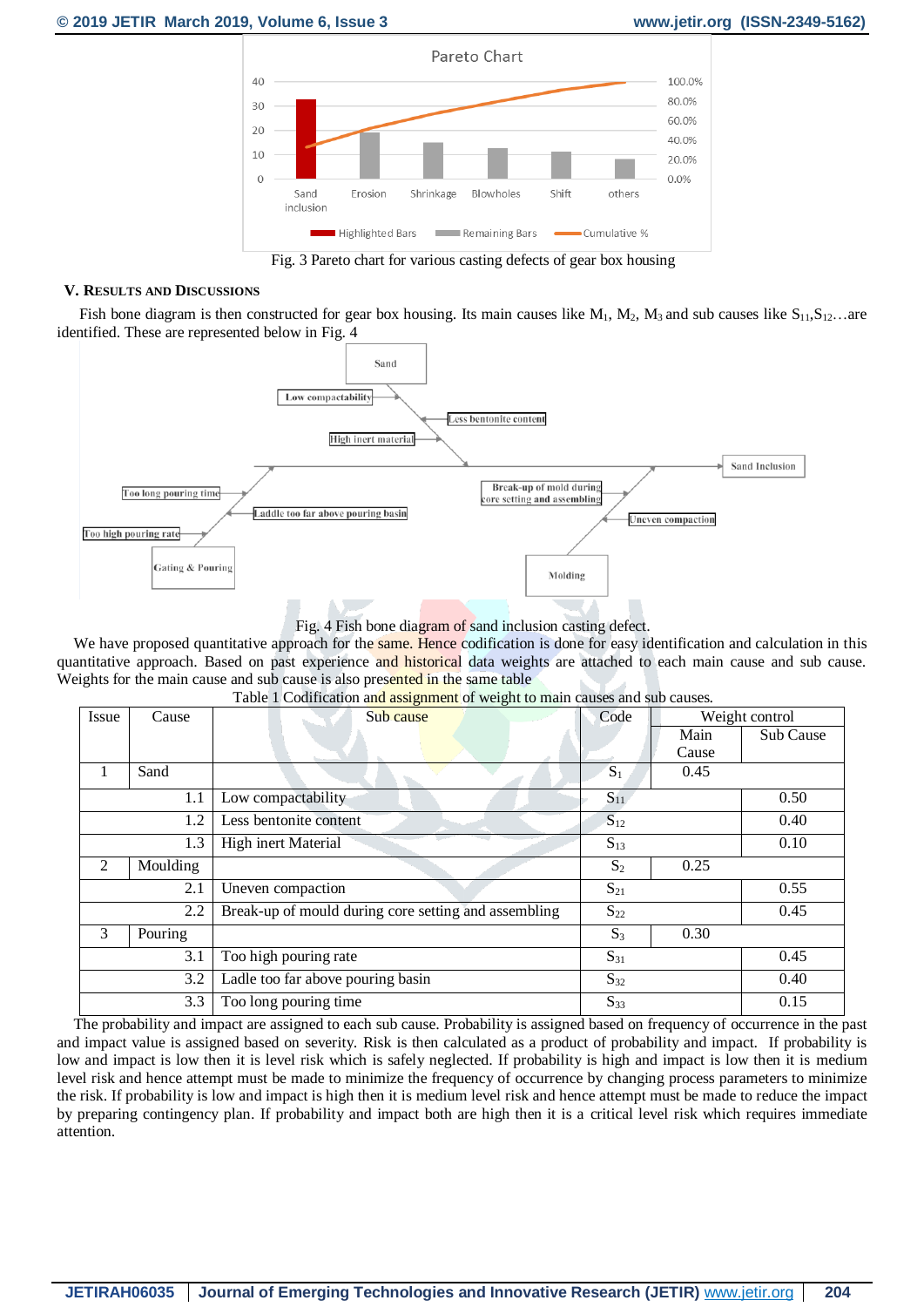Fig. 3 Pareto chart for various casting defects of gear box housing

## V. RESULTS AND DISCUSSIONS

Fish bone diagram is then constructed for gear box housing. Its main causes like $M_1$, $M_2$, $M_3$ and sub causes like $S_{11}$,$S_{12}$…are identified. These are represented below in Fig. 4

Fig. 4 Fish bone diagram of sand inclusion casting defect.

We have proposed quantitative approach for the same. Hence codification is done for easy identification and calculation in this quantitative approach. Based on past experience and historical data weights are attached to each main cause and sub cause. Weights for the main cause and sub cause is also presented in the same table

Table 1 Codification and assignment of weight to main causes and sub causes.

| Issue | Cause | Sub cause | Code | Weight control | |
|---|---|---|---|---|---|
| | | | | Main Cause | Sub Cause |
| 1 | Sand | | $S_1$ | 0.45 | |
| | 1.1 | Low compactability | $S_{11}$ | | 0.50 |
| | 1.2 | Less bentonite content | $S_{12}$ | | 0.40 |
| | 1.3 | High inert Material | $S_{13}$ | | 0.10 |
| 2 | Moulding | | $S_2$ | 0.25 | |
| | 2.1 | Uneven compaction | $S_{21}$ | | 0.55 |
| | 2.2 | Break-up of mould during core setting and assembling | $S_{22}$ | | 0.45 |
| 3 | Pouring | | $S_3$ | 0.30 | |
| | 3.1 | Too high pouring rate | $S_{31}$ | | 0.45 |
| | 3.2 | Ladle too far above pouring basin | $S_{32}$ | | 0.40 |
| | 3.3 | Too long pouring time | $S_{33}$ | | 0.15 |

The probability and impact are assigned to each sub cause. Probability is assigned based on frequency of occurrence in the past and impact value is assigned based on severity. Risk is then calculated as a product of probability and impact. If probability is low and impact is low then it is level risk which is safely neglected. If probability is high and impact is low then it is medium level risk and hence attempt must be made to minimize the frequency of occurrence by changing process parameters to minimize the risk. If probability is low and impact is high then it is medium level risk and hence attempt must be made to reduce the impact by preparing contingency plan. If probability and impact both are high then it is a critical level risk which requires immediate attention.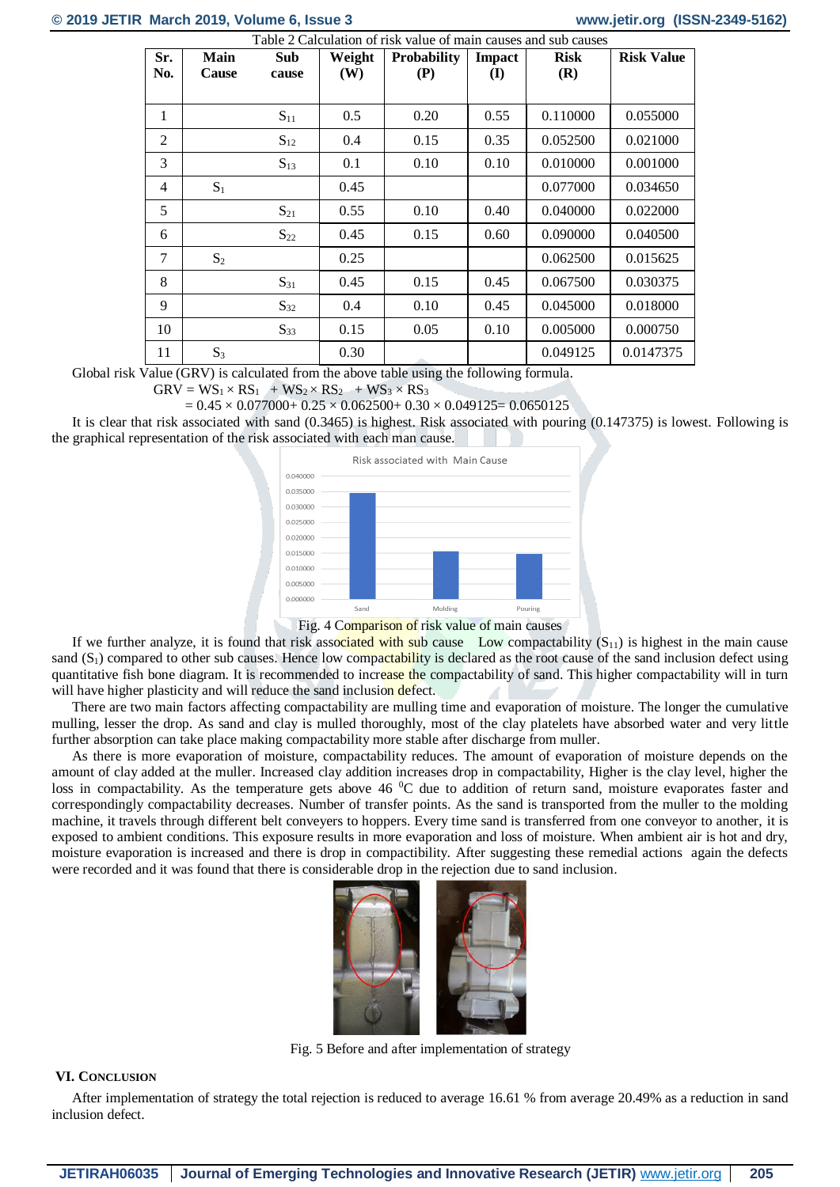Table 2 Calculation of risk value of main causes and sub causes

| Sr. No. | Main Cause | Sub cause | Weight (W) | Probability (P) | Impact (I) | Risk (R) | Risk Value |
|---|---|---|---|---|---|---|---|
| 1 | | $S_{11}$ | 0.5 | 0.20 | 0.55 | 0.110000 | 0.055000 |
| 2 | | $S_{12}$ | 0.4 | 0.15 | 0.35 | 0.052500 | 0.021000 |
| 3 | | $S_{13}$ | 0.1 | 0.10 | 0.10 | 0.010000 | 0.001000 |
| 4 | $S_1$ | | 0.45 | | | 0.077000 | 0.034650 |
| 5 | | $S_{21}$ | 0.55 | 0.10 | 0.40 | 0.040000 | 0.022000 |
| 6 | | $S_{22}$ | 0.45 | 0.15 | 0.60 | 0.090000 | 0.040500 |
| 7 | $S_2$ | | 0.25 | | | 0.062500 | 0.015625 |
| 8 | | $S_{31}$ | 0.45 | 0.15 | 0.45 | 0.067500 | 0.030375 |
| 9 | | $S_{32}$ | 0.4 | 0.10 | 0.45 | 0.045000 | 0.018000 |
| 10 | | $S_{33}$ | 0.15 | 0.05 | 0.10 | 0.005000 | 0.000750 |
| 11 | $S_3$ | | 0.30 | | | 0.049125 | 0.0147375 |

Global risk Value (GRV) is calculated from the above table using the following formula.

$$GRV = WS_1 \times RS_1 + WS_2 \times RS_2 + WS_3 \times RS_3$$

$$= 0.45 \times 0.077000 + 0.25 \times 0.062500 + 0.30 \times 0.049125 = 0.0650125$$

It is clear that risk associated with sand (0.3465) is highest. Risk associated with pouring (0.147375) is lowest. Following is the graphical representation of the risk associated with each man cause.

Fig. 4 Comparison of risk value of main causes

If we further analyze, it is found that risk associated with sub cause Low compactability ($S_{11}$) is highest in the main cause sand ($S_1$) compared to other sub causes. Hence low compactability is declared as the root cause of the sand inclusion defect using quantitative fish bone diagram. It is recommended to increase the compactability of sand. This higher compactability will in turn will have higher plasticity and will reduce the sand inclusion defect.

There are two main factors affecting compactability are mulling time and evaporation of moisture. The longer the cumulative mulling, lesser the drop. As sand and clay is mulled thoroughly, most of the clay platelets have absorbed water and very little further absorption can take place making compactability more stable after discharge from muller.

As there is more evaporation of moisture, compactability reduces. The amount of evaporation of moisture depends on the amount of clay added at the muller. Increased clay addition increases drop in compactability, Higher is the clay level, higher the loss in compactability. As the temperature gets above 46 $^0$C due to addition of return sand, moisture evaporates faster and correspondingly compactability decreases. Number of transfer points. As the sand is transported from the muller to the molding machine, it travels through different belt conveyers to hoppers. Every time sand is transferred from one conveyor to another, it is exposed to ambient conditions. This exposure results in more evaporation and loss of moisture. When ambient air is hot and dry, moisture evaporation is increased and there is drop in compactibility. After suggesting these remedial actions again the defects were recorded and it was found that there is considerable drop in the rejection due to sand inclusion.

Fig. 5 Before and after implementation of strategy

## VI. Conclusion

After implementation of strategy the total rejection is reduced to average 16.61 % from average 20.49% as a reduction in sand inclusion defect.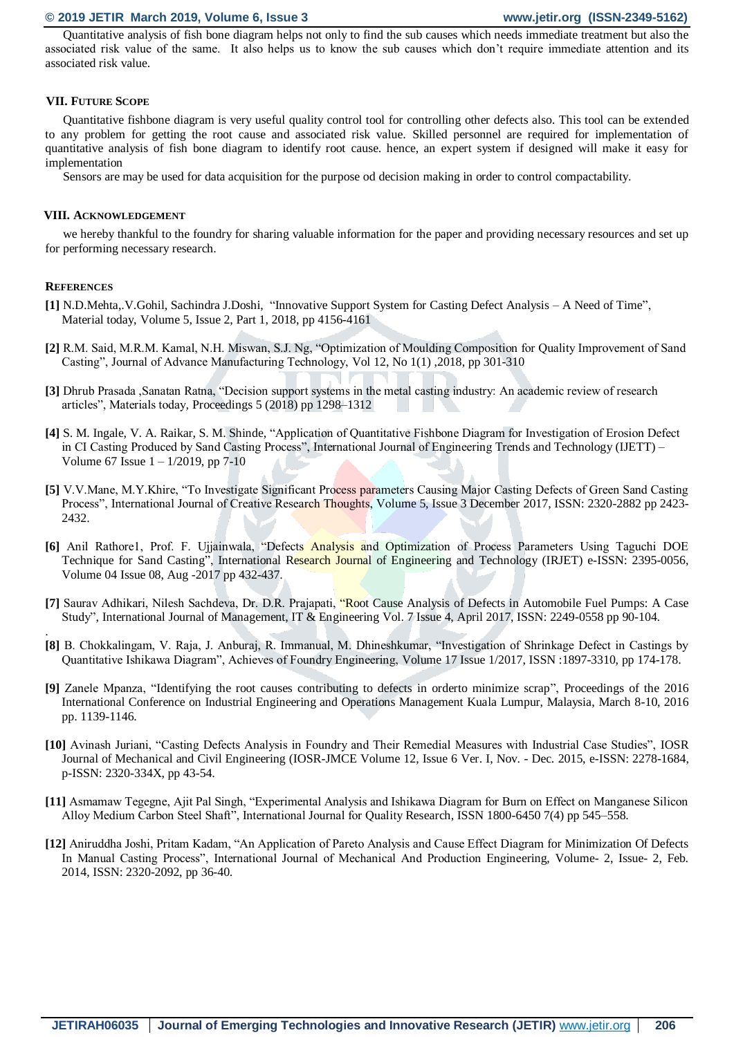Quantitative analysis of fish bone diagram helps not only to find the sub causes which needs immediate treatment but also the associated risk value of the same. It also helps us to know the sub causes which don't require immediate attention and its associated risk value.

## VII. Future Scope

Quantitative fishbone diagram is very useful quality control tool for controlling other defects also. This tool can be extended to any problem for getting the root cause and associated risk value. Skilled personnel are required for implementation of quantitative analysis of fish bone diagram to identify root cause. hence, an expert system if designed will make it easy for implementation

Sensors are may be used for data acquisition for the purpose od decision making in order to control compactability.

## VIII. Acknowledgement

we hereby thankful to the foundry for sharing valuable information for the paper and providing necessary resources and set up for performing necessary research.

## References

**[1]** N.D.Mehta,.V.Gohil, Sachindra J.Doshi, "Innovative Support System for Casting Defect Analysis – A Need of Time", Material today, Volume 5, Issue 2, Part 1, 2018, pp 4156-4161

**[2]** R.M. Said, M.R.M. Kamal, N.H. Miswan, S.J. Ng, "Optimization of Moulding Composition for Quality Improvement of Sand Casting", Journal of Advance Manufacturing Technology, Vol 12, No 1(1) ,2018, pp 301-310

**[3]** Dhrub Prasada ,Sanatan Ratna, "Decision support systems in the metal casting industry: An academic review of research articles", Materials today, Proceedings 5 (2018) pp 1298–1312

**[4]** S. M. Ingale, V. A. Raikar, S. M. Shinde, "Application of Quantitative Fishbone Diagram for Investigation of Erosion Defect in CI Casting Produced by Sand Casting Process", International Journal of Engineering Trends and Technology (IJETT) – Volume 67 Issue 1 – 1/2019, pp 7-10

**[5]** V.V.Mane, M.Y.Khire, "To Investigate Significant Process parameters Causing Major Casting Defects of Green Sand Casting Process", International Journal of Creative Research Thoughts, Volume 5, Issue 3 December 2017, ISSN: 2320-2882 pp 2423-2432.

**[6]** Anil Rathore1, Prof. F. Ujjainwala, "Defects Analysis and Optimization of Process Parameters Using Taguchi DOE Technique for Sand Casting", International Research Journal of Engineering and Technology (IRJET) e-ISSN: 2395-0056, Volume 04 Issue 08, Aug -2017 pp 432-437.

**[7]** Saurav Adhikari, Nilesh Sachdeva, Dr. D.R. Prajapati, "Root Cause Analysis of Defects in Automobile Fuel Pumps: A Case Study", International Journal of Management, IT & Engineering Vol. 7 Issue 4, April 2017, ISSN: 2249-0558 pp 90-104.

**[8]** B. Chokkalingam, V. Raja, J. Anburaj, R. Immanual, M. Dhineshkumar, "Investigation of Shrinkage Defect in Castings by Quantitative Ishikawa Diagram", Achieves of Foundry Engineering, Volume 17 Issue 1/2017, ISSN :1897-3310, pp 174-178.

**[9]** Zanele Mpanza, "Identifying the root causes contributing to defects in orderto minimize scrap", Proceedings of the 2016 International Conference on Industrial Engineering and Operations Management Kuala Lumpur, Malaysia, March 8-10, 2016 pp. 1139-1146.

**[10]** Avinash Juriani, "Casting Defects Analysis in Foundry and Their Remedial Measures with Industrial Case Studies", IOSR Journal of Mechanical and Civil Engineering (IOSR-JMCE Volume 12, Issue 6 Ver. I, Nov. - Dec. 2015, e-ISSN: 2278-1684, p-ISSN: 2320-334X, pp 43-54.

**[11]** Asmamaw Tegegne, Ajit Pal Singh, "Experimental Analysis and Ishikawa Diagram for Burn on Effect on Manganese Silicon Alloy Medium Carbon Steel Shaft", International Journal for Quality Research, ISSN 1800-6450 7(4) pp 545–558.

**[12]** Aniruddha Joshi, Pritam Kadam, "An Application of Pareto Analysis and Cause Effect Diagram for Minimization Of Defects In Manual Casting Process", International Journal of Mechanical And Production Engineering, Volume- 2, Issue- 2, Feb. 2014, ISSN: 2320-2092, pp 36-40.